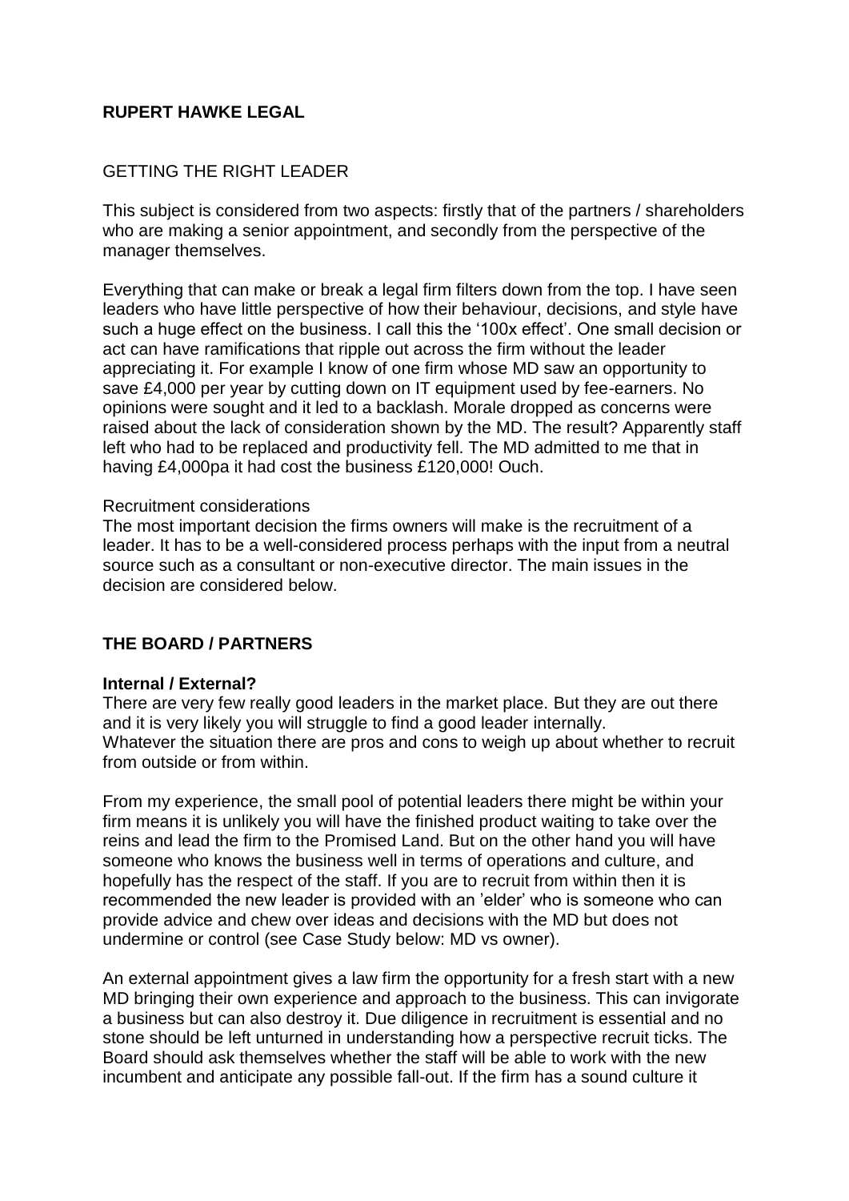**RUPERT HAWKE LEGAL**

GETTING THE RIGHT LEADER

This subject is considered from two aspects: firstly that of the partners / shareholders who are making a senior appointment, and secondly from the perspective of the manager themselves.

Everything that can make or break a legal firm filters down from the top. I have seen leaders who have little perspective of how their behaviour, decisions, and style have such a huge effect on the business. I call this the '100x effect'. One small decision or act can have ramifications that ripple out across the firm without the leader appreciating it. For example I know of one firm whose MD saw an opportunity to save £4,000 per year by cutting down on IT equipment used by fee-earners. No opinions were sought and it led to a backlash. Morale dropped as concerns were raised about the lack of consideration shown by the MD. The result? Apparently staff left who had to be replaced and productivity fell. The MD admitted to me that in having £4,000pa it had cost the business £120,000! Ouch.

Recruitment considerations

The most important decision the firms owners will make is the recruitment of a leader. It has to be a well-considered process perhaps with the input from a neutral source such as a consultant or non-executive director. The main issues in the decision are considered below.

**THE BOARD / PARTNERS**

**Internal / External?**

There are very few really good leaders in the market place. But they are out there and it is very likely you will struggle to find a good leader internally.
Whatever the situation there are pros and cons to weigh up about whether to recruit from outside or from within.

From my experience, the small pool of potential leaders there might be within your firm means it is unlikely you will have the finished product waiting to take over the reins and lead the firm to the Promised Land. But on the other hand you will have someone who knows the business well in terms of operations and culture, and hopefully has the respect of the staff. If you are to recruit from within then it is recommended the new leader is provided with an 'elder' who is someone who can provide advice and chew over ideas and decisions with the MD but does not undermine or control (see Case Study below: MD vs owner).

An external appointment gives a law firm the opportunity for a fresh start with a new MD bringing their own experience and approach to the business. This can invigorate a business but can also destroy it. Due diligence in recruitment is essential and no stone should be left unturned in understanding how a perspective recruit ticks. The Board should ask themselves whether the staff will be able to work with the new incumbent and anticipate any possible fall-out. If the firm has a sound culture it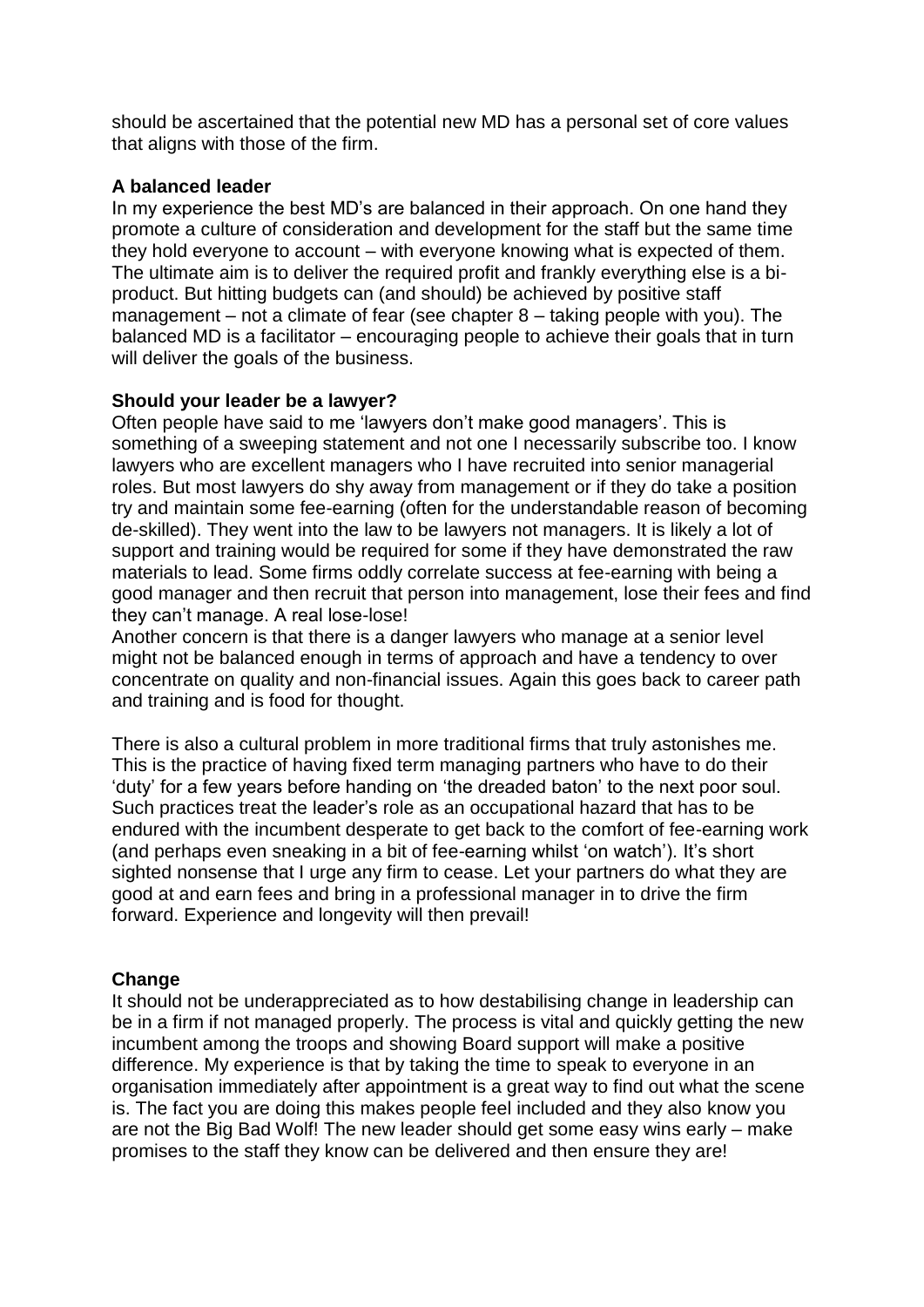should be ascertained that the potential new MD has a personal set of core values that aligns with those of the firm.

### A balanced leader

In my experience the best MD's are balanced in their approach. On one hand they promote a culture of consideration and development for the staff but the same time they hold everyone to account – with everyone knowing what is expected of them. The ultimate aim is to deliver the required profit and frankly everything else is a bi-product. But hitting budgets can (and should) be achieved by positive staff management – not a climate of fear (see chapter 8 – taking people with you). The balanced MD is a facilitator – encouraging people to achieve their goals that in turn will deliver the goals of the business.

### Should your leader be a lawyer?

Often people have said to me 'lawyers don't make good managers'. This is something of a sweeping statement and not one I necessarily subscribe too. I know lawyers who are excellent managers who I have recruited into senior managerial roles. But most lawyers do shy away from management or if they do take a position try and maintain some fee-earning (often for the understandable reason of becoming de-skilled). They went into the law to be lawyers not managers. It is likely a lot of support and training would be required for some if they have demonstrated the raw materials to lead. Some firms oddly correlate success at fee-earning with being a good manager and then recruit that person into management, lose their fees and find they can't manage. A real lose-lose!

Another concern is that there is a danger lawyers who manage at a senior level might not be balanced enough in terms of approach and have a tendency to over concentrate on quality and non-financial issues. Again this goes back to career path and training and is food for thought.

There is also a cultural problem in more traditional firms that truly astonishes me. This is the practice of having fixed term managing partners who have to do their 'duty' for a few years before handing on 'the dreaded baton' to the next poor soul. Such practices treat the leader's role as an occupational hazard that has to be endured with the incumbent desperate to get back to the comfort of fee-earning work (and perhaps even sneaking in a bit of fee-earning whilst 'on watch'). It's short sighted nonsense that I urge any firm to cease. Let your partners do what they are good at and earn fees and bring in a professional manager in to drive the firm forward. Experience and longevity will then prevail!

### Change

It should not be underappreciated as to how destabilising change in leadership can be in a firm if not managed properly. The process is vital and quickly getting the new incumbent among the troops and showing Board support will make a positive difference. My experience is that by taking the time to speak to everyone in an organisation immediately after appointment is a great way to find out what the scene is. The fact you are doing this makes people feel included and they also know you are not the Big Bad Wolf! The new leader should get some easy wins early – make promises to the staff they know can be delivered and then ensure they are!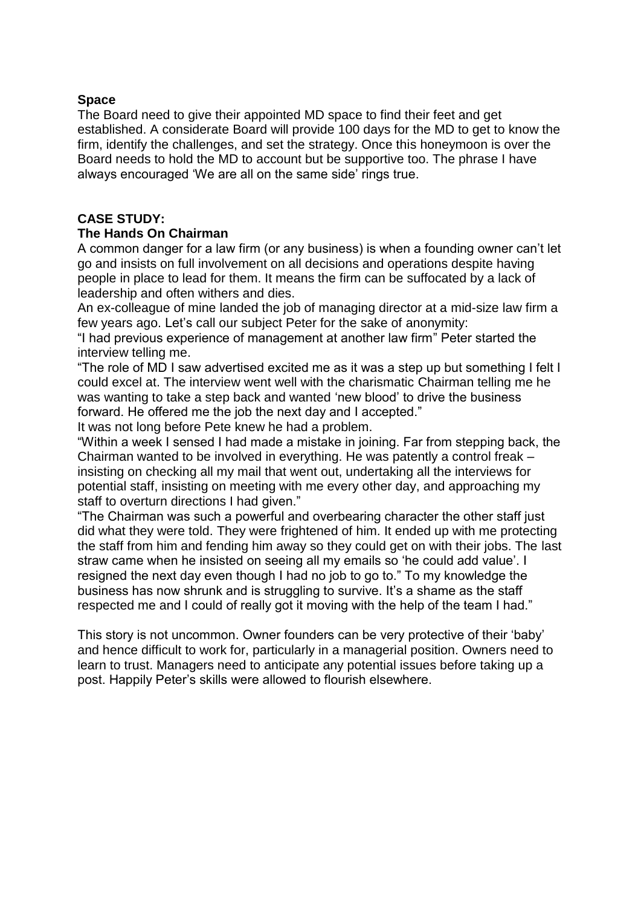**Space**

The Board need to give their appointed MD space to find their feet and get established. A considerate Board will provide 100 days for the MD to get to know the firm, identify the challenges, and set the strategy. Once this honeymoon is over the Board needs to hold the MD to account but be supportive too. The phrase I have always encouraged 'We are all on the same side' rings true.

**CASE STUDY:**

**The Hands On Chairman**

A common danger for a law firm (or any business) is when a founding owner can't let go and insists on full involvement on all decisions and operations despite having people in place to lead for them. It means the firm can be suffocated by a lack of leadership and often withers and dies.

An ex-colleague of mine landed the job of managing director at a mid-size law firm a few years ago. Let's call our subject Peter for the sake of anonymity:

"I had previous experience of management at another law firm" Peter started the interview telling me.

"The role of MD I saw advertised excited me as it was a step up but something I felt I could excel at. The interview went well with the charismatic Chairman telling me he was wanting to take a step back and wanted 'new blood' to drive the business forward. He offered me the job the next day and I accepted."

It was not long before Pete knew he had a problem.

"Within a week I sensed I had made a mistake in joining. Far from stepping back, the Chairman wanted to be involved in everything. He was patently a control freak – insisting on checking all my mail that went out, undertaking all the interviews for potential staff, insisting on meeting with me every other day, and approaching my staff to overturn directions I had given."

"The Chairman was such a powerful and overbearing character the other staff just did what they were told. They were frightened of him. It ended up with me protecting the staff from him and fending him away so they could get on with their jobs. The last straw came when he insisted on seeing all my emails so 'he could add value'. I resigned the next day even though I had no job to go to." To my knowledge the business has now shrunk and is struggling to survive. It's a shame as the staff respected me and I could of really got it moving with the help of the team I had."

This story is not uncommon. Owner founders can be very protective of their 'baby' and hence difficult to work for, particularly in a managerial position. Owners need to learn to trust. Managers need to anticipate any potential issues before taking up a post. Happily Peter's skills were allowed to flourish elsewhere.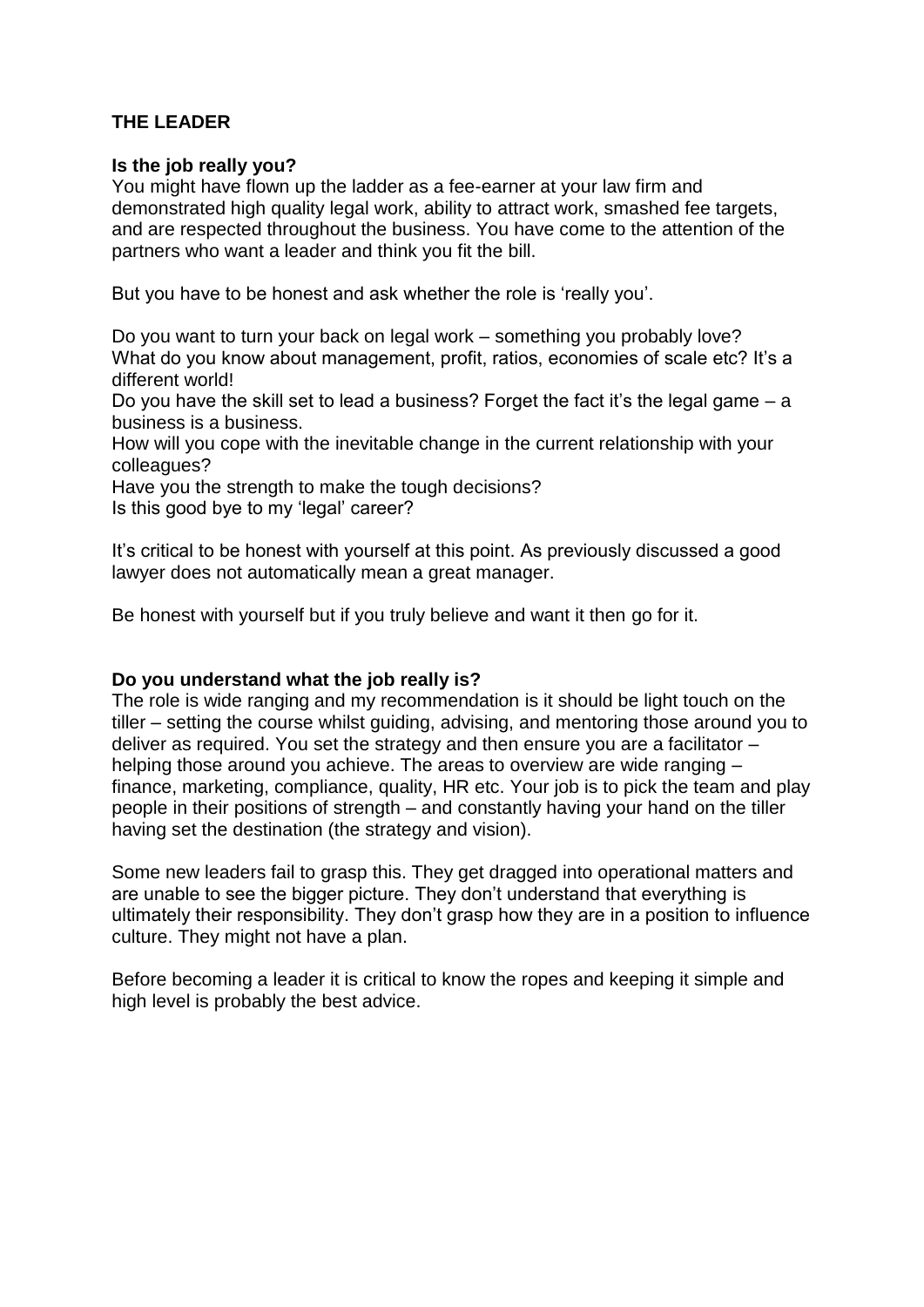## THE LEADER

### Is the job really you?

You might have flown up the ladder as a fee-earner at your law firm and demonstrated high quality legal work, ability to attract work, smashed fee targets, and are respected throughout the business. You have come to the attention of the partners who want a leader and think you fit the bill.

But you have to be honest and ask whether the role is 'really you'.

Do you want to turn your back on legal work – something you probably love?
What do you know about management, profit, ratios, economies of scale etc? It's a different world!
Do you have the skill set to lead a business? Forget the fact it's the legal game – a business is a business.
How will you cope with the inevitable change in the current relationship with your colleagues?
Have you the strength to make the tough decisions?
Is this good bye to my 'legal' career?

It's critical to be honest with yourself at this point. As previously discussed a good lawyer does not automatically mean a great manager.

Be honest with yourself but if you truly believe and want it then go for it.

### Do you understand what the job really is?

The role is wide ranging and my recommendation is it should be light touch on the tiller – setting the course whilst guiding, advising, and mentoring those around you to deliver as required. You set the strategy and then ensure you are a facilitator – helping those around you achieve. The areas to overview are wide ranging – finance, marketing, compliance, quality, HR etc. Your job is to pick the team and play people in their positions of strength – and constantly having your hand on the tiller having set the destination (the strategy and vision).

Some new leaders fail to grasp this. They get dragged into operational matters and are unable to see the bigger picture. They don't understand that everything is ultimately their responsibility. They don't grasp how they are in a position to influence culture. They might not have a plan.

Before becoming a leader it is critical to know the ropes and keeping it simple and high level is probably the best advice.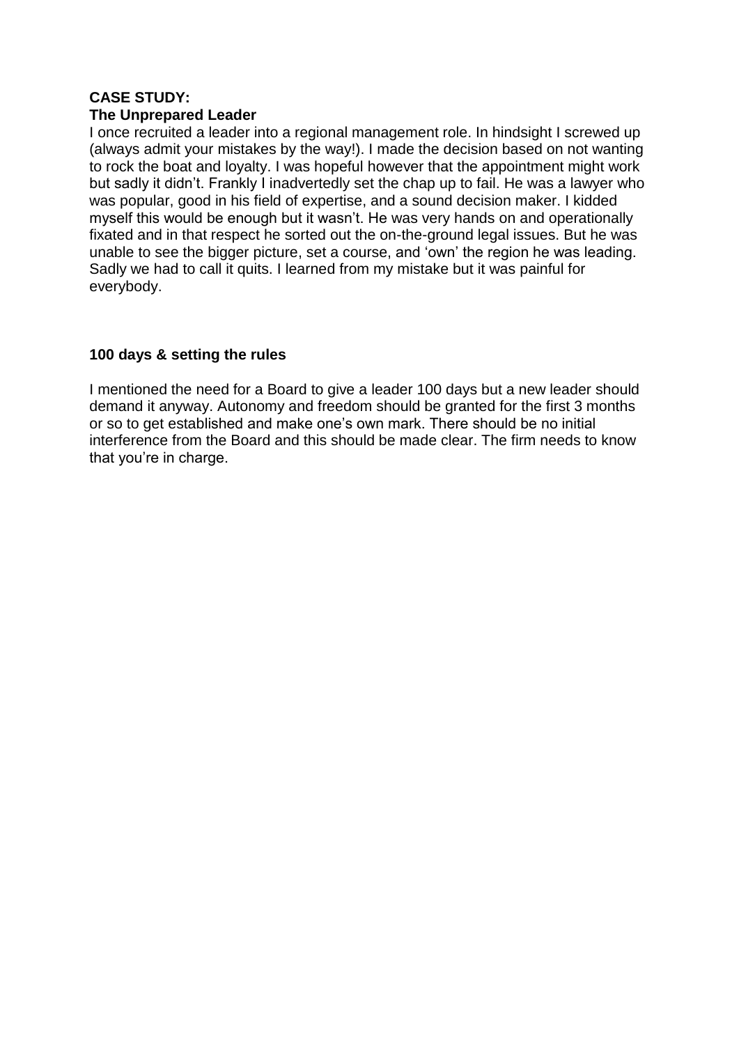**CASE STUDY:**
**The Unprepared Leader**

I once recruited a leader into a regional management role. In hindsight I screwed up (always admit your mistakes by the way!). I made the decision based on not wanting to rock the boat and loyalty. I was hopeful however that the appointment might work but sadly it didn't. Frankly I inadvertedly set the chap up to fail. He was a lawyer who was popular, good in his field of expertise, and a sound decision maker. I kidded myself this would be enough but it wasn't. He was very hands on and operationally fixated and in that respect he sorted out the on-the-ground legal issues. But he was unable to see the bigger picture, set a course, and 'own' the region he was leading. Sadly we had to call it quits. I learned from my mistake but it was painful for everybody.

**100 days & setting the rules**

I mentioned the need for a Board to give a leader 100 days but a new leader should demand it anyway. Autonomy and freedom should be granted for the first 3 months or so to get established and make one's own mark. There should be no initial interference from the Board and this should be made clear. The firm needs to know that you're in charge.